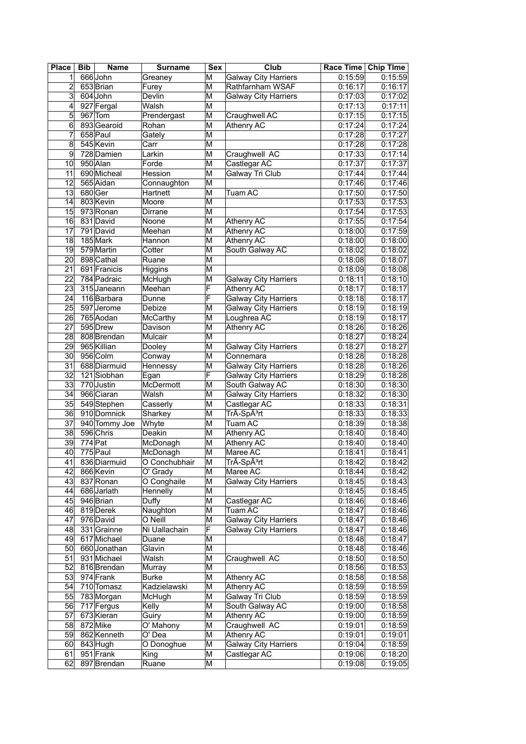| Place | Bib | Name | Surname | Sex | Club | Race Time | Chip TIme |
|---|---|---|---|---|---|---|---|
| 1 | 666 | John | Greaney | M | Galway City Harriers | 0:15:59 | 0:15:59 |
| 2 | 653 | Brian | Furey | M | Rathfarnham WSAF | 0:16:17 | 0:16:17 |
| 3 | 604 | John | Devlin | M | Galway City Harriers | 0:17:03 | 0:17:02 |
| 4 | 927 | Fergal | Walsh | M | | 0:17:13 | 0:17:11 |
| 5 | 967 | Tom | Prendergast | M | Craughwell AC | 0:17:15 | 0:17:15 |
| 6 | 893 | Gearoid | Rohan | M | Athenry AC | 0:17:24 | 0:17:24 |
| 7 | 658 | Paul | Gately | M | | 0:17:28 | 0:17:27 |
| 8 | 545 | Kevin | Carr | M | | 0:17:28 | 0:17:28 |
| 9 | 728 | Damien | Larkin | M | Craughwell AC | 0:17:33 | 0:17:14 |
| 10 | 950 | Alan | Forde | M | Castlegar AC | 0:17:37 | 0:17:37 |
| 11 | 690 | Micheal | Hession | M | Galway Tri Club | 0:17:44 | 0:17:44 |
| 12 | 565 | Aidan | Connaughton | M | | 0:17:46 | 0:17:46 |
| 13 | 680 | Ger | Hartnett | M | Tuam AC | 0:17:50 | 0:17:50 |
| 14 | 803 | Kevin | Moore | M | | 0:17:53 | 0:17:53 |
| 15 | 973 | Ronan | Dirrane | M | | 0:17:54 | 0:17:53 |
| 16 | 831 | David | Noone | M | Athenry AC | 0:17:55 | 0:17:54 |
| 17 | 791 | David | Meehan | M | Athenry AC | 0:18:00 | 0:17:59 |
| 18 | 185 | Mark | Hannon | M | Athenry AC | 0:18:00 | 0:18:00 |
| 19 | 579 | Martin | Cotter | M | South Galway AC | 0:18:02 | 0:18:02 |
| 20 | 898 | Cathal | Ruane | M | | 0:18:08 | 0:18:07 |
| 21 | 691 | Franicis | Higgins | M | | 0:18:09 | 0:18:08 |
| 22 | 784 | Padraic | McHugh | M | Galway City Harriers | 0:18:11 | 0:18:10 |
| 23 | 315 | Janeann | Meehan | F | Athenry AC | 0:18:17 | 0:18:17 |
| 24 | 116 | Barbara | Dunne | F | Galway City Harriers | 0:18:18 | 0:18:17 |
| 25 | 597 | Jerome | Debize | M | Galway City Harriers | 0:18:19 | 0:18:19 |
| 26 | 765 | Aodan | McCarthy | M | Loughrea AC | 0:18:19 | 0:18:17 |
| 27 | 595 | Drew | Davison | M | Athenry AC | 0:18:26 | 0:18:26 |
| 28 | 808 | Brendan | Mulcair | M | | 0:18:27 | 0:18:24 |
| 29 | 965 | Killian | Dooley | M | Galway City Harriers | 0:18:27 | 0:18:27 |
| 30 | 956 | Colm | Conway | M | Connemara | 0:18:28 | 0:18:28 |
| 31 | 688 | Diarmuid | Hennessy | M | Galway City Harriers | 0:18:28 | 0:18:26 |
| 32 | 121 | Siobhan | Egan | F | Galway City Harriers | 0:18:29 | 0:18:28 |
| 33 | 770 | Justin | McDermott | M | South Galway AC | 0:18:30 | 0:18:30 |
| 34 | 966 | Ciaran | Walsh | M | Galway City Harriers | 0:18:32 | 0:18:30 |
| 35 | 549 | Stephen | Casserly | M | Castlegar AC | 0:18:33 | 0:18:31 |
| 36 | 910 | Domnick | Sharkey | M | TrÃ-SpÃ³rt | 0:18:33 | 0:18:33 |
| 37 | 940 | Tommy Joe | Whyte | M | Tuam AC | 0:18:39 | 0:18:38 |
| 38 | 596 | Chris | Deakin | M | Athenry AC | 0:18:40 | 0:18:40 |
| 39 | 774 | Pat | McDonagh | M | Athenry AC | 0:18:40 | 0:18:40 |
| 40 | 775 | Paul | McDonagh | M | Maree AC | 0:18:41 | 0:18:41 |
| 41 | 836 | Diarmuid | O Conchubhair | M | TrÃ-SpÃ³rt | 0:18:42 | 0:18:42 |
| 42 | 866 | Kevin | O' Grady | M | Maree AC | 0:18:44 | 0:18:42 |
| 43 | 837 | Ronan | O Conghaile | M | Galway City Harriers | 0:18:45 | 0:18:43 |
| 44 | 686 | Jarlath | Hennelly | M | | 0:18:45 | 0:18:45 |
| 45 | 946 | Brian | Duffy | M | Castlegar AC | 0:18:46 | 0:18:46 |
| 46 | 819 | Derek | Naughton | M | Tuam AC | 0:18:47 | 0:18:46 |
| 47 | 976 | David | O Neill | M | Galway City Harriers | 0:18:47 | 0:18:46 |
| 48 | 331 | Grainne | Ni Uallachain | F | Galway City Harriers | 0:18:47 | 0:18:46 |
| 49 | 617 | Michael | Duane | M | | 0:18:48 | 0:18:47 |
| 50 | 660 | Jonathan | Glavin | M | | 0:18:48 | 0:18:46 |
| 51 | 931 | Michael | Walsh | M | Craughwell AC | 0:18:50 | 0:18:50 |
| 52 | 816 | Brendan | Murray | M | | 0:18:56 | 0:18:53 |
| 53 | 974 | Frank | Burke | M | Athenry AC | 0:18:58 | 0:18:58 |
| 54 | 710 | Tomasz | Kadzielawski | M | Athenry AC | 0:18:59 | 0:18:59 |
| 55 | 783 | Morgan | McHugh | M | Galway Tri Club | 0:18:59 | 0:18:59 |
| 56 | 717 | Fergus | Kelly | M | South Galway AC | 0:19:00 | 0:18:58 |
| 57 | 673 | Kieran | Guiry | M | Athenry AC | 0:19:00 | 0:18:59 |
| 58 | 872 | Mike | O' Mahony | M | Craughwell AC | 0:19:01 | 0:18:59 |
| 59 | 862 | Kenneth | O' Dea | M | Athenry AC | 0:19:01 | 0:19:01 |
| 60 | 843 | Hugh | O Donoghue | M | Galway City Harriers | 0:19:04 | 0:18:59 |
| 61 | 951 | Frank | King | M | Castlegar AC | 0:19:06 | 0:18:20 |
| 62 | 897 | Brendan | Ruane | M | | 0:19:08 | 0:19:05 |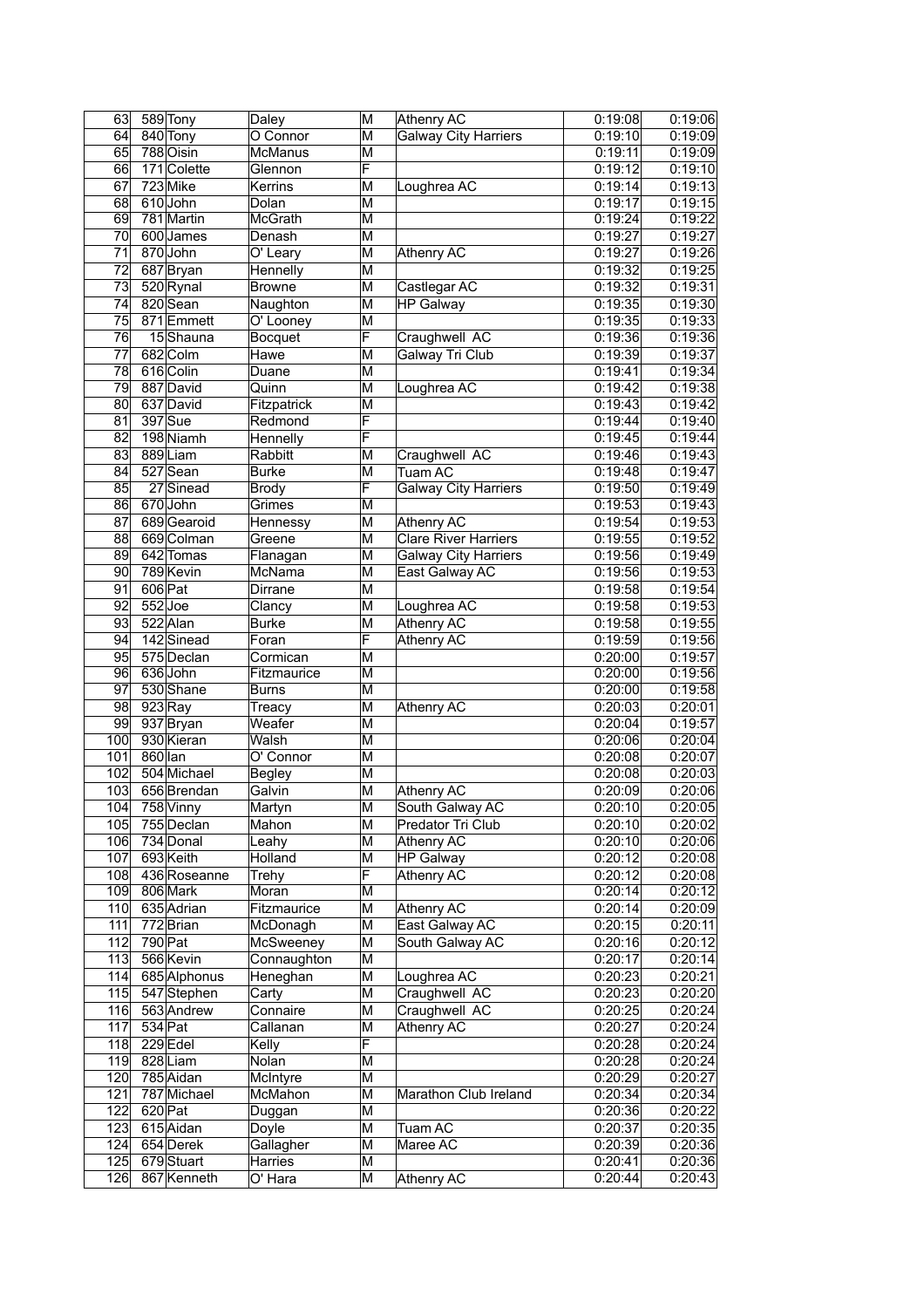| 63 | 589 | Tony | Daley | M | Athenry AC | 0:19:08 | 0:19:06 |
|---|---|---|---|---|---|---|---|
| 64 | 840 | Tony | O Connor | M | Galway City Harriers | 0:19:10 | 0:19:09 |
| 65 | 788 | Oisin | McManus | M | | 0:19:11 | 0:19:09 |
| 66 | 171 | Colette | Glennon | F | | 0:19:12 | 0:19:10 |
| 67 | 723 | Mike | Kerrins | M | Loughrea AC | 0:19:14 | 0:19:13 |
| 68 | 610 | John | Dolan | M | | 0:19:17 | 0:19:15 |
| 69 | 781 | Martin | McGrath | M | | 0:19:24 | 0:19:22 |
| 70 | 600 | James | Denash | M | | 0:19:27 | 0:19:27 |
| 71 | 870 | John | O' Leary | M | Athenry AC | 0:19:27 | 0:19:26 |
| 72 | 687 | Bryan | Hennelly | M | | 0:19:32 | 0:19:25 |
| 73 | 520 | Rynal | Browne | M | Castlegar AC | 0:19:32 | 0:19:31 |
| 74 | 820 | Sean | Naughton | M | HP Galway | 0:19:35 | 0:19:30 |
| 75 | 871 | Emmett | O' Looney | M | | 0:19:35 | 0:19:33 |
| 76 | 15 | Shauna | Bocquet | F | Craughwell AC | 0:19:36 | 0:19:36 |
| 77 | 682 | Colm | Hawe | M | Galway Tri Club | 0:19:39 | 0:19:37 |
| 78 | 616 | Colin | Duane | M | | 0:19:41 | 0:19:34 |
| 79 | 887 | David | Quinn | M | Loughrea AC | 0:19:42 | 0:19:38 |
| 80 | 637 | David | Fitzpatrick | M | | 0:19:43 | 0:19:42 |
| 81 | 397 | Sue | Redmond | F | | 0:19:44 | 0:19:40 |
| 82 | 198 | Niamh | Hennelly | F | | 0:19:45 | 0:19:44 |
| 83 | 889 | Liam | Rabbitt | M | Craughwell AC | 0:19:46 | 0:19:43 |
| 84 | 527 | Sean | Burke | M | Tuam AC | 0:19:48 | 0:19:47 |
| 85 | 27 | Sinead | Brody | F | Galway City Harriers | 0:19:50 | 0:19:49 |
| 86 | 670 | John | Grimes | M | | 0:19:53 | 0:19:43 |
| 87 | 689 | Gearoid | Hennessy | M | Athenry AC | 0:19:54 | 0:19:53 |
| 88 | 669 | Colman | Greene | M | Clare River Harriers | 0:19:55 | 0:19:52 |
| 89 | 642 | Tomas | Flanagan | M | Galway City Harriers | 0:19:56 | 0:19:49 |
| 90 | 789 | Kevin | McNama | M | East Galway AC | 0:19:56 | 0:19:53 |
| 91 | 606 | Pat | Dirrane | M | | 0:19:58 | 0:19:54 |
| 92 | 552 | Joe | Clancy | M | Loughrea AC | 0:19:58 | 0:19:53 |
| 93 | 522 | Alan | Burke | M | Athenry AC | 0:19:58 | 0:19:55 |
| 94 | 142 | Sinead | Foran | F | Athenry AC | 0:19:59 | 0:19:56 |
| 95 | 575 | Declan | Cormican | M | | 0:20:00 | 0:19:57 |
| 96 | 636 | John | Fitzmaurice | M | | 0:20:00 | 0:19:56 |
| 97 | 530 | Shane | Burns | M | | 0:20:00 | 0:19:58 |
| 98 | 923 | Ray | Treacy | M | Athenry AC | 0:20:03 | 0:20:01 |
| 99 | 937 | Bryan | Weafer | M | | 0:20:04 | 0:19:57 |
| 100 | 930 | Kieran | Walsh | M | | 0:20:06 | 0:20:04 |
| 101 | 860 | Ian | O' Connor | M | | 0:20:08 | 0:20:07 |
| 102 | 504 | Michael | Begley | M | | 0:20:08 | 0:20:03 |
| 103 | 656 | Brendan | Galvin | M | Athenry AC | 0:20:09 | 0:20:06 |
| 104 | 758 | Vinny | Martyn | M | South Galway AC | 0:20:10 | 0:20:05 |
| 105 | 755 | Declan | Mahon | M | Predator Tri Club | 0:20:10 | 0:20:02 |
| 106 | 734 | Donal | Leahy | M | Athenry AC | 0:20:10 | 0:20:06 |
| 107 | 693 | Keith | Holland | M | HP Galway | 0:20:12 | 0:20:08 |
| 108 | 436 | Roseanne | Trehy | F | Athenry AC | 0:20:12 | 0:20:08 |
| 109 | 806 | Mark | Moran | M | | 0:20:14 | 0:20:12 |
| 110 | 635 | Adrian | Fitzmaurice | M | Athenry AC | 0:20:14 | 0:20:09 |
| 111 | 772 | Brian | McDonagh | M | East Galway AC | 0:20:15 | 0:20:11 |
| 112 | 790 | Pat | McSweeney | M | South Galway AC | 0:20:16 | 0:20:12 |
| 113 | 566 | Kevin | Connaughton | M | | 0:20:17 | 0:20:14 |
| 114 | 685 | Alphonus | Heneghan | M | Loughrea AC | 0:20:23 | 0:20:21 |
| 115 | 547 | Stephen | Carty | M | Craughwell AC | 0:20:23 | 0:20:20 |
| 116 | 563 | Andrew | Connaire | M | Craughwell AC | 0:20:25 | 0:20:24 |
| 117 | 534 | Pat | Callanan | M | Athenry AC | 0:20:27 | 0:20:24 |
| 118 | 229 | Edel | Kelly | F | | 0:20:28 | 0:20:24 |
| 119 | 828 | Liam | Nolan | M | | 0:20:28 | 0:20:24 |
| 120 | 785 | Aidan | McIntyre | M | | 0:20:29 | 0:20:27 |
| 121 | 787 | Michael | McMahon | M | Marathon Club Ireland | 0:20:34 | 0:20:34 |
| 122 | 620 | Pat | Duggan | M | | 0:20:36 | 0:20:22 |
| 123 | 615 | Aidan | Doyle | M | Tuam AC | 0:20:37 | 0:20:35 |
| 124 | 654 | Derek | Gallagher | M | Maree AC | 0:20:39 | 0:20:36 |
| 125 | 679 | Stuart | Harries | M | | 0:20:41 | 0:20:36 |
| 126 | 867 | Kenneth | O' Hara | M | Athenry AC | 0:20:44 | 0:20:43 |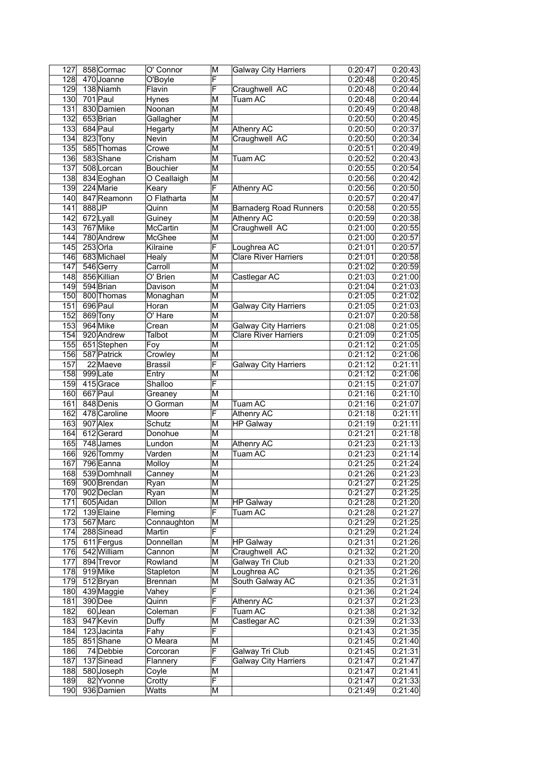| 127 | 858 | Cormac | O' Connor | M | Galway City Harriers | 0:20:47 | 0:20:43 |
|---|---|---|---|---|---|---|---|
| 128 | 470 | Joanne | O'Boyle | F | | 0:20:48 | 0:20:45 |
| 129 | 138 | Niamh | Flavin | F | Craughwell AC | 0:20:48 | 0:20:44 |
| 130 | 701 | Paul | Hynes | M | Tuam AC | 0:20:48 | 0:20:44 |
| 131 | 830 | Damien | Noonan | M | | 0:20:49 | 0:20:48 |
| 132 | 653 | Brian | Gallagher | M | | 0:20:50 | 0:20:45 |
| 133 | 684 | Paul | Hegarty | M | Athenry AC | 0:20:50 | 0:20:37 |
| 134 | 823 | Tony | Nevin | M | Craughwell AC | 0:20:50 | 0:20:34 |
| 135 | 585 | Thomas | Crowe | M | | 0:20:51 | 0:20:49 |
| 136 | 583 | Shane | Crisham | M | Tuam AC | 0:20:52 | 0:20:43 |
| 137 | 508 | Lorcan | Bouchier | M | | 0:20:55 | 0:20:54 |
| 138 | 834 | Eoghan | O Ceallaigh | M | | 0:20:56 | 0:20:42 |
| 139 | 224 | Marie | Keary | F | Athenry AC | 0:20:56 | 0:20:50 |
| 140 | 847 | Reamonn | O Flatharta | M | | 0:20:57 | 0:20:47 |
| 141 | 888 | JP | Quinn | M | Barnaderg Road Runners | 0:20:58 | 0:20:55 |
| 142 | 672 | Lyall | Guiney | M | Athenry AC | 0:20:59 | 0:20:38 |
| 143 | 767 | Mike | McCartin | M | Craughwell AC | 0:21:00 | 0:20:55 |
| 144 | 780 | Andrew | McGhee | M | | 0:21:00 | 0:20:57 |
| 145 | 253 | Orla | Kilraine | F | Loughrea AC | 0:21:01 | 0:20:57 |
| 146 | 683 | Michael | Healy | M | Clare River Harriers | 0:21:01 | 0:20:58 |
| 147 | 546 | Gerry | Carroll | M | | 0:21:02 | 0:20:59 |
| 148 | 856 | Killian | O' Brien | M | Castlegar AC | 0:21:03 | 0:21:00 |
| 149 | 594 | Brian | Davison | M | | 0:21:04 | 0:21:03 |
| 150 | 800 | Thomas | Monaghan | M | | 0:21:05 | 0:21:02 |
| 151 | 696 | Paul | Horan | M | Galway City Harriers | 0:21:05 | 0:21:03 |
| 152 | 869 | Tony | O' Hare | M | | 0:21:07 | 0:20:58 |
| 153 | 964 | Mike | Crean | M | Galway City Harriers | 0:21:08 | 0:21:05 |
| 154 | 920 | Andrew | Talbot | M | Clare River Harriers | 0:21:09 | 0:21:05 |
| 155 | 651 | Stephen | Foy | M | | 0:21:12 | 0:21:05 |
| 156 | 587 | Patrick | Crowley | M | | 0:21:12 | 0:21:06 |
| 157 | 22 | Maeve | Brassil | F | Galway City Harriers | 0:21:12 | 0:21:11 |
| 158 | 999 | Late | Entry | M | | 0:21:12 | 0:21:06 |
| 159 | 415 | Grace | Shalloo | F | | 0:21:15 | 0:21:07 |
| 160 | 667 | Paul | Greaney | M | | 0:21:16 | 0:21:10 |
| 161 | 848 | Denis | O Gorman | M | Tuam AC | 0:21:16 | 0:21:07 |
| 162 | 478 | Caroline | Moore | F | Athenry AC | 0:21:18 | 0:21:11 |
| 163 | 907 | Alex | Schutz | M | HP Galway | 0:21:19 | 0:21:11 |
| 164 | 612 | Gerard | Donohue | M | | 0:21:21 | 0:21:18 |
| 165 | 748 | James | Lundon | M | Athenry AC | 0:21:23 | 0:21:13 |
| 166 | 926 | Tommy | Varden | M | Tuam AC | 0:21:23 | 0:21:14 |
| 167 | 796 | Eanna | Molloy | M | | 0:21:25 | 0:21:24 |
| 168 | 539 | Domhnall | Canney | M | | 0:21:26 | 0:21:23 |
| 169 | 900 | Brendan | Ryan | M | | 0:21:27 | 0:21:25 |
| 170 | 902 | Declan | Ryan | M | | 0:21:27 | 0:21:25 |
| 171 | 605 | Aidan | Dillon | M | HP Galway | 0:21:28 | 0:21:20 |
| 172 | 139 | Elaine | Fleming | F | Tuam AC | 0:21:28 | 0:21:27 |
| 173 | 567 | Marc | Connaughton | M | | 0:21:29 | 0:21:25 |
| 174 | 288 | Sinead | Martin | F | | 0:21:29 | 0:21:24 |
| 175 | 611 | Fergus | Donnellan | M | HP Galway | 0:21:31 | 0:21:26 |
| 176 | 542 | William | Cannon | M | Craughwell AC | 0:21:32 | 0:21:20 |
| 177 | 894 | Trevor | Rowland | M | Galway Tri Club | 0:21:33 | 0:21:20 |
| 178 | 919 | Mike | Stapleton | M | Loughrea AC | 0:21:35 | 0:21:26 |
| 179 | 512 | Bryan | Brennan | M | South Galway AC | 0:21:35 | 0:21:31 |
| 180 | 439 | Maggie | Vahey | F | | 0:21:36 | 0:21:24 |
| 181 | 390 | Dee | Quinn | F | Athenry AC | 0:21:37 | 0:21:23 |
| 182 | 60 | Jean | Coleman | F | Tuam AC | 0:21:38 | 0:21:32 |
| 183 | 947 | Kevin | Duffy | M | Castlegar AC | 0:21:39 | 0:21:33 |
| 184 | 123 | Jacinta | Fahy | F | | 0:21:43 | 0:21:35 |
| 185 | 851 | Shane | O Meara | M | | 0:21:45 | 0:21:40 |
| 186 | 74 | Debbie | Corcoran | F | Galway Tri Club | 0:21:45 | 0:21:31 |
| 187 | 137 | Sinead | Flannery | F | Galway City Harriers | 0:21:47 | 0:21:47 |
| 188 | 580 | Joseph | Coyle | M | | 0:21:47 | 0:21:41 |
| 189 | 82 | Yvonne | Crotty | F | | 0:21:47 | 0:21:33 |
| 190 | 936 | Damien | Watts | M | | 0:21:49 | 0:21:40 |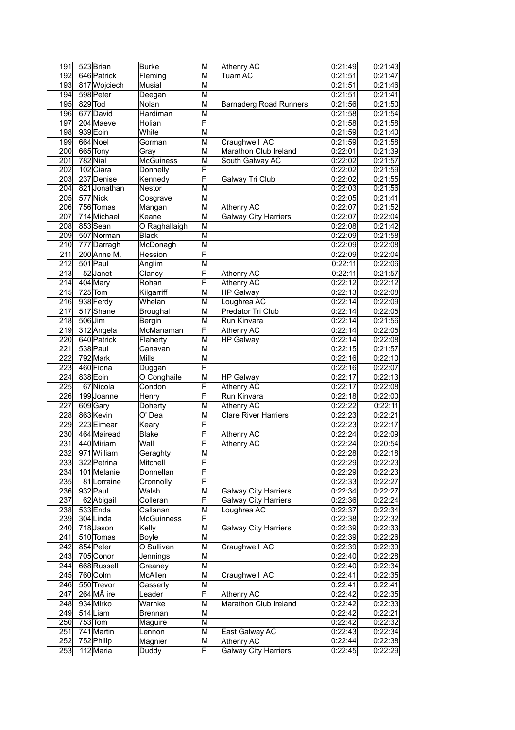| 191 | 523 | Brian | Burke | M | Athenry AC | 0:21:49 | 0:21:43 |
|---|---|---|---|---|---|---|---|
| 192 | 646 | Patrick | Fleming | M | Tuam AC | 0:21:51 | 0:21:47 |
| 193 | 817 | Wojciech | Musial | M | | 0:21:51 | 0:21:46 |
| 194 | 598 | Peter | Deegan | M | | 0:21:51 | 0:21:41 |
| 195 | 829 | Tod | Nolan | M | Barnaderg Road Runners | 0:21:56 | 0:21:50 |
| 196 | 677 | David | Hardiman | M | | 0:21:58 | 0:21:54 |
| 197 | 204 | Maeve | Holian | F | | 0:21:58 | 0:21:58 |
| 198 | 939 | Eoin | White | M | | 0:21:59 | 0:21:40 |
| 199 | 664 | Noel | Gorman | M | Craughwell AC | 0:21:59 | 0:21:58 |
| 200 | 665 | Tony | Gray | M | Marathon Club Ireland | 0:22:01 | 0:21:39 |
| 201 | 782 | Nial | McGuiness | M | South Galway AC | 0:22:02 | 0:21:57 |
| 202 | 102 | Ciara | Donnelly | F | | 0:22:02 | 0:21:59 |
| 203 | 237 | Denise | Kennedy | F | Galway Tri Club | 0:22:02 | 0:21:55 |
| 204 | 821 | Jonathan | Nestor | M | | 0:22:03 | 0:21:56 |
| 205 | 577 | Nick | Cosgrave | M | | 0:22:05 | 0:21:41 |
| 206 | 756 | Tomas | Mangan | M | Athenry AC | 0:22:07 | 0:21:52 |
| 207 | 714 | Michael | Keane | M | Galway City Harriers | 0:22:07 | 0:22:04 |
| 208 | 853 | Sean | O Raghallaigh | M | | 0:22:08 | 0:21:42 |
| 209 | 507 | Norman | Black | M | | 0:22:09 | 0:21:58 |
| 210 | 777 | Darragh | McDonagh | M | | 0:22:09 | 0:22:08 |
| 211 | 200 | Anne M. | Hession | F | | 0:22:09 | 0:22:04 |
| 212 | 501 | Paul | Anglim | M | | 0:22:11 | 0:22:06 |
| 213 | 52 | Janet | Clancy | F | Athenry AC | 0:22:11 | 0:21:57 |
| 214 | 404 | Mary | Rohan | F | Athenry AC | 0:22:12 | 0:22:12 |
| 215 | 725 | Tom | Kilgarriff | M | HP Galway | 0:22:13 | 0:22:08 |
| 216 | 938 | Ferdy | Whelan | M | Loughrea AC | 0:22:14 | 0:22:09 |
| 217 | 517 | Shane | Broughal | M | Predator Tri Club | 0:22:14 | 0:22:05 |
| 218 | 506 | Jim | Bergin | M | Run Kinvara | 0:22:14 | 0:21:56 |
| 219 | 312 | Angela | McManaman | F | Athenry AC | 0:22:14 | 0:22:05 |
| 220 | 640 | Patrick | Flaherty | M | HP Galway | 0:22:14 | 0:22:08 |
| 221 | 538 | Paul | Canavan | M | | 0:22:15 | 0:21:57 |
| 222 | 792 | Mark | Mills | M | | 0:22:16 | 0:22:10 |
| 223 | 460 | Fiona | Duggan | F | | 0:22:16 | 0:22:07 |
| 224 | 838 | Eoin | O Conghaile | M | HP Galway | 0:22:17 | 0:22:13 |
| 225 | 67 | Nicola | Condon | F | Athenry AC | 0:22:17 | 0:22:08 |
| 226 | 199 | Joanne | Henry | F | Run Kinvara | 0:22:18 | 0:22:00 |
| 227 | 609 | Gary | Doherty | M | Athenry AC | 0:22:22 | 0:22:11 |
| 228 | 863 | Kevin | O' Dea | M | Clare River Harriers | 0:22:23 | 0:22:21 |
| 229 | 223 | Eimear | Keary | F | | 0:22:23 | 0:22:17 |
| 230 | 464 | Mairead | Blake | F | Athenry AC | 0:22:24 | 0:22:09 |
| 231 | 440 | Miriam | Wall | F | Athenry AC | 0:22:24 | 0:20:54 |
| 232 | 971 | William | Geraghty | M | | 0:22:28 | 0:22:18 |
| 233 | 322 | Petrina | Mitchell | F | | 0:22:29 | 0:22:23 |
| 234 | 101 | Melanie | Donnellan | F | | 0:22:29 | 0:22:23 |
| 235 | 81 | Lorraine | Cronnolly | F | | 0:22:33 | 0:22:27 |
| 236 | 932 | Paul | Walsh | M | Galway City Harriers | 0:22:34 | 0:22:27 |
| 237 | 62 | Abigail | Colleran | F | Galway City Harriers | 0:22:36 | 0:22:24 |
| 238 | 533 | Enda | Callanan | M | Loughrea AC | 0:22:37 | 0:22:34 |
| 239 | 304 | Linda | McGuinness | F | | 0:22:38 | 0:22:32 |
| 240 | 718 | Jason | Kelly | M | Galway City Harriers | 0:22:39 | 0:22:33 |
| 241 | 510 | Tomas | Boyle | M | | 0:22:39 | 0:22:26 |
| 242 | 854 | Peter | O Sullivan | M | Craughwell AC | 0:22:39 | 0:22:39 |
| 243 | 705 | Conor | Jennings | M | | 0:22:40 | 0:22:28 |
| 244 | 668 | Russell | Greaney | M | | 0:22:40 | 0:22:34 |
| 245 | 760 | Colm | McAllen | M | Craughwell AC | 0:22:41 | 0:22:35 |
| 246 | 550 | Trevor | Casserly | M | | 0:22:41 | 0:22:41 |
| 247 | 264 | MÃ ire | Leader | F | Athenry AC | 0:22:42 | 0:22:35 |
| 248 | 934 | Mirko | Warnke | M | Marathon Club Ireland | 0:22:42 | 0:22:33 |
| 249 | 514 | Liam | Brennan | M | | 0:22:42 | 0:22:21 |
| 250 | 753 | Tom | Maguire | M | | 0:22:42 | 0:22:32 |
| 251 | 741 | Martin | Lennon | M | East Galway AC | 0:22:43 | 0:22:34 |
| 252 | 752 | Philip | Magnier | M | Athenry AC | 0:22:44 | 0:22:38 |
| 253 | 112 | Maria | Duddy | F | Galway City Harriers | 0:22:45 | 0:22:29 |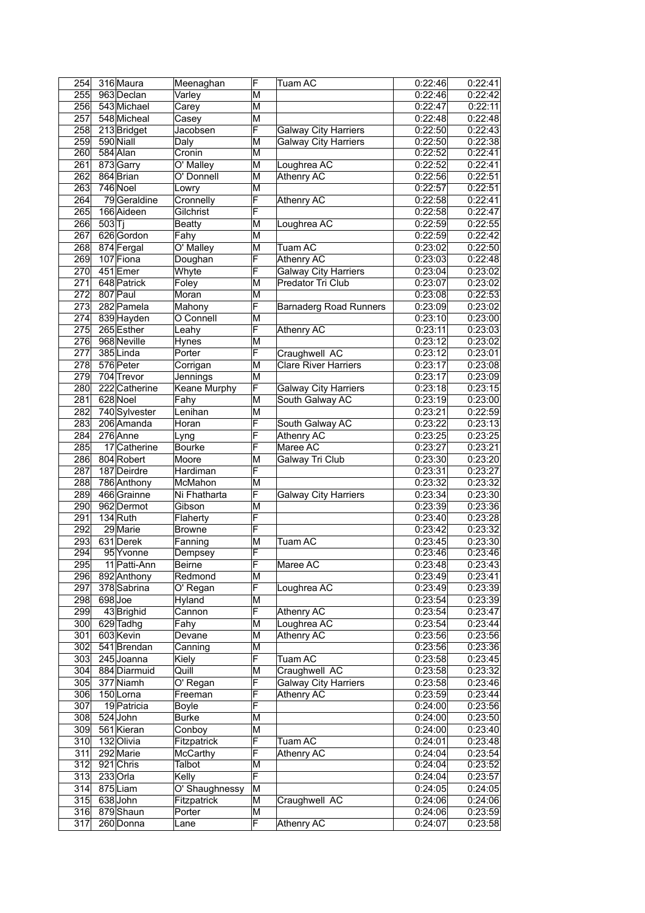| 254 | 316 | Maura | Meenaghan | F | Tuam AC | 0:22:46 | 0:22:41 |
|---|---|---|---|---|---|---|---|
| 255 | 963 | Declan | Varley | M | | 0:22:46 | 0:22:42 |
| 256 | 543 | Michael | Carey | M | | 0:22:47 | 0:22:11 |
| 257 | 548 | Micheal | Casey | M | | 0:22:48 | 0:22:48 |
| 258 | 213 | Bridget | Jacobsen | F | Galway City Harriers | 0:22:50 | 0:22:43 |
| 259 | 590 | Niall | Daly | M | Galway City Harriers | 0:22:50 | 0:22:38 |
| 260 | 584 | Alan | Cronin | M | | 0:22:52 | 0:22:41 |
| 261 | 873 | Garry | O' Malley | M | Loughrea AC | 0:22:52 | 0:22:41 |
| 262 | 864 | Brian | O' Donnell | M | Athenry AC | 0:22:56 | 0:22:51 |
| 263 | 746 | Noel | Lowry | M | | 0:22:57 | 0:22:51 |
| 264 | 79 | Geraldine | Cronnelly | F | Athenry AC | 0:22:58 | 0:22:41 |
| 265 | 166 | Aideen | Gilchrist | F | | 0:22:58 | 0:22:47 |
| 266 | 503 | Tj | Beatty | M | Loughrea AC | 0:22:59 | 0:22:55 |
| 267 | 626 | Gordon | Fahy | M | | 0:22:59 | 0:22:42 |
| 268 | 874 | Fergal | O' Malley | M | Tuam AC | 0:23:02 | 0:22:50 |
| 269 | 107 | Fiona | Doughan | F | Athenry AC | 0:23:03 | 0:22:48 |
| 270 | 451 | Emer | Whyte | F | Galway City Harriers | 0:23:04 | 0:23:02 |
| 271 | 648 | Patrick | Foley | M | Predator Tri Club | 0:23:07 | 0:23:02 |
| 272 | 807 | Paul | Moran | M | | 0:23:08 | 0:22:53 |
| 273 | 282 | Pamela | Mahony | F | Barnaderg Road Runners | 0:23:09 | 0:23:02 |
| 274 | 839 | Hayden | O Connell | M | | 0:23:10 | 0:23:00 |
| 275 | 265 | Esther | Leahy | F | Athenry AC | 0:23:11 | 0:23:03 |
| 276 | 968 | Neville | Hynes | M | | 0:23:12 | 0:23:02 |
| 277 | 385 | Linda | Porter | F | Craughwell AC | 0:23:12 | 0:23:01 |
| 278 | 576 | Peter | Corrigan | M | Clare River Harriers | 0:23:17 | 0:23:08 |
| 279 | 704 | Trevor | Jennings | M | | 0:23:17 | 0:23:09 |
| 280 | 222 | Catherine | Keane Murphy | F | Galway City Harriers | 0:23:18 | 0:23:15 |
| 281 | 628 | Noel | Fahy | M | South Galway AC | 0:23:19 | 0:23:00 |
| 282 | 740 | Sylvester | Lenihan | M | | 0:23:21 | 0:22:59 |
| 283 | 206 | Amanda | Horan | F | South Galway AC | 0:23:22 | 0:23:13 |
| 284 | 276 | Anne | Lyng | F | Athenry AC | 0:23:25 | 0:23:25 |
| 285 | 17 | Catherine | Bourke | F | Maree AC | 0:23:27 | 0:23:21 |
| 286 | 804 | Robert | Moore | M | Galway Tri Club | 0:23:30 | 0:23:20 |
| 287 | 187 | Deirdre | Hardiman | F | | 0:23:31 | 0:23:27 |
| 288 | 786 | Anthony | McMahon | M | | 0:23:32 | 0:23:32 |
| 289 | 466 | Grainne | Ni Fhatharta | F | Galway City Harriers | 0:23:34 | 0:23:30 |
| 290 | 962 | Dermot | Gibson | M | | 0:23:39 | 0:23:36 |
| 291 | 134 | Ruth | Flaherty | F | | 0:23:40 | 0:23:28 |
| 292 | 29 | Marie | Browne | F | | 0:23:42 | 0:23:32 |
| 293 | 631 | Derek | Fanning | M | Tuam AC | 0:23:45 | 0:23:30 |
| 294 | 95 | Yvonne | Dempsey | F | | 0:23:46 | 0:23:46 |
| 295 | 11 | Patti-Ann | Beirne | F | Maree AC | 0:23:48 | 0:23:43 |
| 296 | 892 | Anthony | Redmond | M | | 0:23:49 | 0:23:41 |
| 297 | 378 | Sabrina | O' Regan | F | Loughrea AC | 0:23:49 | 0:23:39 |
| 298 | 698 | Joe | Hyland | M | | 0:23:54 | 0:23:39 |
| 299 | 43 | Brighid | Cannon | F | Athenry AC | 0:23:54 | 0:23:47 |
| 300 | 629 | Tadhg | Fahy | M | Loughrea AC | 0:23:54 | 0:23:44 |
| 301 | 603 | Kevin | Devane | M | Athenry AC | 0:23:56 | 0:23:56 |
| 302 | 541 | Brendan | Canning | M | | 0:23:56 | 0:23:36 |
| 303 | 245 | Joanna | Kiely | F | Tuam AC | 0:23:58 | 0:23:45 |
| 304 | 884 | Diarmuid | Quill | M | Craughwell AC | 0:23:58 | 0:23:32 |
| 305 | 377 | Niamh | O' Regan | F | Galway City Harriers | 0:23:58 | 0:23:46 |
| 306 | 150 | Lorna | Freeman | F | Athenry AC | 0:23:59 | 0:23:44 |
| 307 | 19 | Patricia | Boyle | F | | 0:24:00 | 0:23:56 |
| 308 | 524 | John | Burke | M | | 0:24:00 | 0:23:50 |
| 309 | 561 | Kieran | Conboy | M | | 0:24:00 | 0:23:40 |
| 310 | 132 | Olivia | Fitzpatrick | F | Tuam AC | 0:24:01 | 0:23:48 |
| 311 | 292 | Marie | McCarthy | F | Athenry AC | 0:24:04 | 0:23:54 |
| 312 | 921 | Chris | Talbot | M | | 0:24:04 | 0:23:52 |
| 313 | 233 | Orla | Kelly | F | | 0:24:04 | 0:23:57 |
| 314 | 875 | Liam | O' Shaughnessy | M | | 0:24:05 | 0:24:05 |
| 315 | 638 | John | Fitzpatrick | M | Craughwell AC | 0:24:06 | 0:24:06 |
| 316 | 879 | Shaun | Porter | M | | 0:24:06 | 0:23:59 |
| 317 | 260 | Donna | Lane | F | Athenry AC | 0:24:07 | 0:23:58 |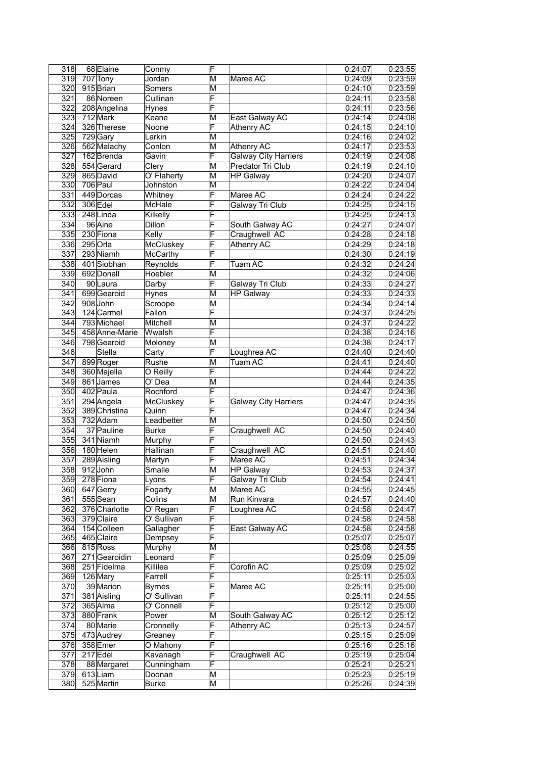| 318 | 68 | Elaine | Conmy | F | | 0:24:07 | 0:23:55 |
|---|---|---|---|---|---|---|---|
| 319 | 707 | Tony | Jordan | M | Maree AC | 0:24:09 | 0:23:59 |
| 320 | 915 | Brian | Somers | M | | 0:24:10 | 0:23:59 |
| 321 | 86 | Noreen | Cullinan | F | | 0:24:11 | 0:23:58 |
| 322 | 208 | Angelina | Hynes | F | | 0:24:11 | 0:23:56 |
| 323 | 712 | Mark | Keane | M | East Galway AC | 0:24:14 | 0:24:08 |
| 324 | 326 | Therese | Noone | F | Athenry AC | 0:24:15 | 0:24:10 |
| 325 | 729 | Gary | Larkin | M | | 0:24:16 | 0:24:02 |
| 326 | 562 | Malachy | Conlon | M | Athenry AC | 0:24:17 | 0:23:53 |
| 327 | 162 | Brenda | Gavin | F | Galway City Harriers | 0:24:19 | 0:24:08 |
| 328 | 554 | Gerard | Clery | M | Predator Tri Club | 0:24:19 | 0:24:10 |
| 329 | 865 | David | O' Flaherty | M | HP Galway | 0:24:20 | 0:24:07 |
| 330 | 706 | Paul | Johnston | M | | 0:24:22 | 0:24:04 |
| 331 | 449 | Dorcas | Whitney | F | Maree AC | 0:24:24 | 0:24:22 |
| 332 | 306 | Edel | McHale | F | Galway Tri Club | 0:24:25 | 0:24:15 |
| 333 | 248 | Linda | Kilkelly | F | | 0:24:25 | 0:24:13 |
| 334 | 96 | Aine | Dillon | F | South Galway AC | 0:24:27 | 0:24:07 |
| 335 | 230 | Fiona | Kelly | F | Craughwell AC | 0:24:28 | 0:24:18 |
| 336 | 295 | Orla | McCluskey | F | Athenry AC | 0:24:29 | 0:24:18 |
| 337 | 293 | Niamh | McCarthy | F | | 0:24:30 | 0:24:19 |
| 338 | 401 | Siobhan | Reynolds | F | Tuam AC | 0:24:32 | 0:24:24 |
| 339 | 692 | Donall | Hoebler | M | | 0:24:32 | 0:24:06 |
| 340 | 90 | Laura | Darby | F | Galway Tri Club | 0:24:33 | 0:24:27 |
| 341 | 699 | Gearoid | Hynes | M | HP Galway | 0:24:33 | 0:24:33 |
| 342 | 908 | John | Scroope | M | | 0:24:34 | 0:24:14 |
| 343 | 124 | Carmel | Fallon | F | | 0:24:37 | 0:24:25 |
| 344 | 793 | Michael | Mitchell | M | | 0:24:37 | 0:24:22 |
| 345 | 458 | Anne-Marie | Wwalsh | F | | 0:24:38 | 0:24:16 |
| 346 | 798 | Gearoid | Moloney | M | | 0:24:38 | 0:24:17 |
| 346 | | Stella | Carty | F | Loughrea AC | 0:24:40 | 0:24:40 |
| 347 | 899 | Roger | Rushe | M | Tuam AC | 0:24:41 | 0:24:40 |
| 348 | 360 | Majella | O Reilly | F | | 0:24:44 | 0:24:22 |
| 349 | 861 | James | O' Dea | M | | 0:24:44 | 0:24:35 |
| 350 | 402 | Paula | Rochford | F | | 0:24:47 | 0:24:36 |
| 351 | 294 | Angela | McCluskey | F | Galway City Harriers | 0:24:47 | 0:24:35 |
| 352 | 389 | Christina | Quinn | F | | 0:24:47 | 0:24:34 |
| 353 | 732 | Adam | Leadbetter | M | | 0:24:50 | 0:24:50 |
| 354 | 37 | Pauline | Burke | F | Craughwell AC | 0:24:50 | 0:24:40 |
| 355 | 341 | Niamh | Murphy | F | | 0:24:50 | 0:24:43 |
| 356 | 180 | Helen | Hallinan | F | Craughwell AC | 0:24:51 | 0:24:40 |
| 357 | 289 | Aisling | Martyn | F | Maree AC | 0:24:51 | 0:24:34 |
| 358 | 912 | John | Smalle | M | HP Galway | 0:24:53 | 0:24:37 |
| 359 | 278 | Fiona | Lyons | F | Galway Tri Club | 0:24:54 | 0:24:41 |
| 360 | 647 | Gerry | Fogarty | M | Maree AC | 0:24:55 | 0:24:45 |
| 361 | 555 | Sean | Colins | M | Run Kinvara | 0:24:57 | 0:24:40 |
| 362 | 376 | Charlotte | O' Regan | F | Loughrea AC | 0:24:58 | 0:24:47 |
| 363 | 379 | Claire | O' Sullivan | F | | 0:24:58 | 0:24:58 |
| 364 | 154 | Colleen | Gallagher | F | East Galway AC | 0:24:58 | 0:24:58 |
| 365 | 465 | Claire | Dempsey | F | | 0:25:07 | 0:25:07 |
| 366 | 815 | Ross | Murphy | M | | 0:25:08 | 0:24:55 |
| 367 | 271 | Gearoidin | Leonard | F | | 0:25:09 | 0:25:09 |
| 368 | 251 | Fidelma | Killilea | F | Corofin AC | 0:25:09 | 0:25:02 |
| 369 | 126 | Mary | Farrell | F | | 0:25:11 | 0:25:03 |
| 370 | 39 | Marion | Byrnes | F | Maree AC | 0:25:11 | 0:25:00 |
| 371 | 381 | Aisling | O' Sullivan | F | | 0:25:11 | 0:24:55 |
| 372 | 365 | Alma | O' Connell | F | | 0:25:12 | 0:25:00 |
| 373 | 880 | Frank | Power | M | South Galway AC | 0:25:12 | 0:25:12 |
| 374 | 80 | Marie | Cronnelly | F | Athenry AC | 0:25:13 | 0:24:57 |
| 375 | 473 | Audrey | Greaney | F | | 0:25:15 | 0:25:09 |
| 376 | 358 | Emer | O Mahony | F | | 0:25:16 | 0:25:16 |
| 377 | 217 | Edel | Kavanagh | F | Craughwell AC | 0:25:19 | 0:25:04 |
| 378 | 88 | Margaret | Cunningham | F | | 0:25:21 | 0:25:21 |
| 379 | 613 | Liam | Doonan | M | | 0:25:23 | 0:25:19 |
| 380 | 525 | Martin | Burke | M | | 0:25:26 | 0:24:39 |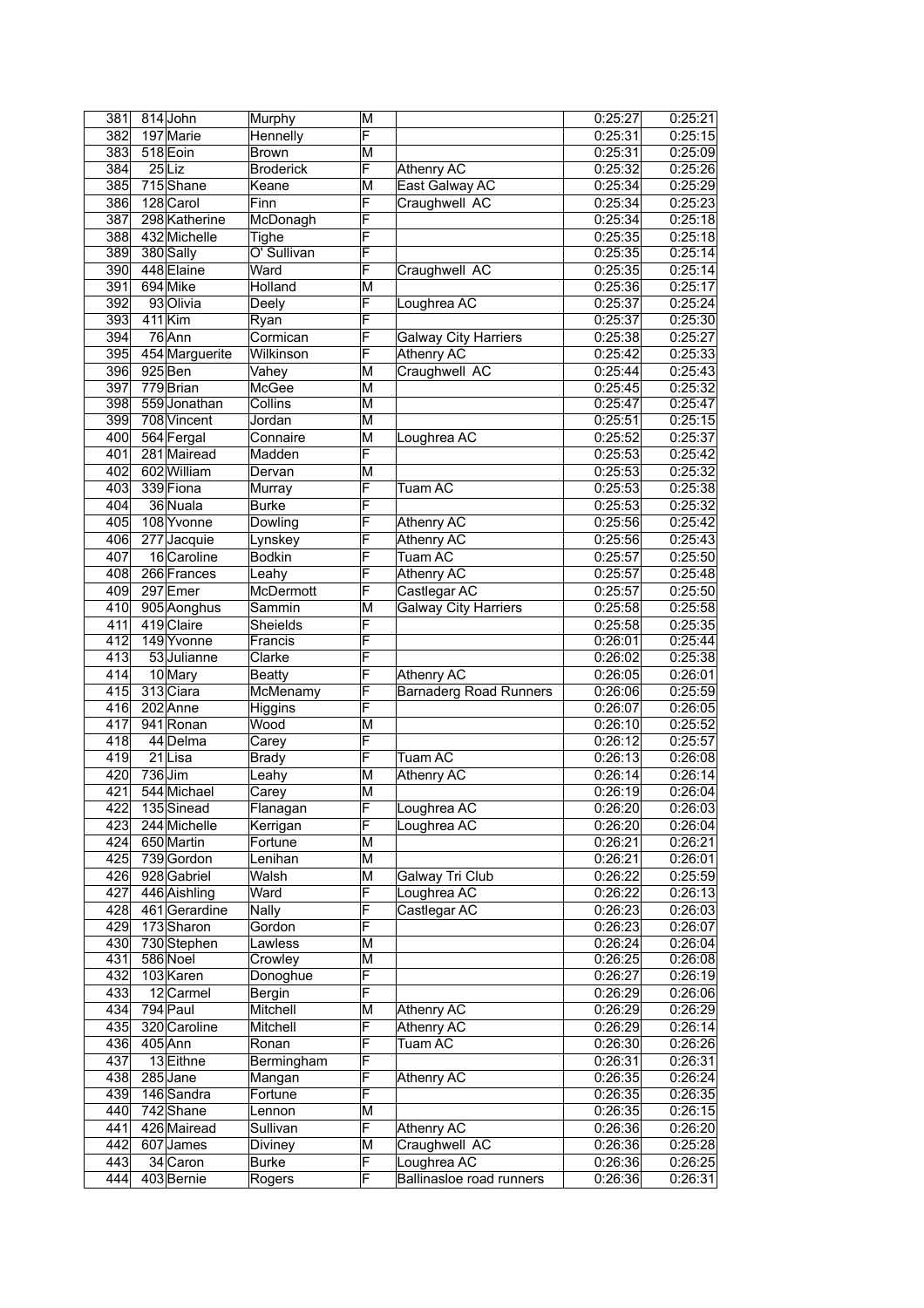| 381 | 814 | John | Murphy | M | | 0:25:27 | 0:25:21 |
|---|---|---|---|---|---|---|---|
| 382 | 197 | Marie | Hennelly | F | | 0:25:31 | 0:25:15 |
| 383 | 518 | Eoin | Brown | M | | 0:25:31 | 0:25:09 |
| 384 | 25 | Liz | Broderick | F | Athenry AC | 0:25:32 | 0:25:26 |
| 385 | 715 | Shane | Keane | M | East Galway AC | 0:25:34 | 0:25:29 |
| 386 | 128 | Carol | Finn | F | Craughwell AC | 0:25:34 | 0:25:23 |
| 387 | 298 | Katherine | McDonagh | F | | 0:25:34 | 0:25:18 |
| 388 | 432 | Michelle | Tighe | F | | 0:25:35 | 0:25:18 |
| 389 | 380 | Sally | O' Sullivan | F | | 0:25:35 | 0:25:14 |
| 390 | 448 | Elaine | Ward | F | Craughwell AC | 0:25:35 | 0:25:14 |
| 391 | 694 | Mike | Holland | M | | 0:25:36 | 0:25:17 |
| 392 | 93 | Olivia | Deely | F | Loughrea AC | 0:25:37 | 0:25:24 |
| 393 | 411 | Kim | Ryan | F | | 0:25:37 | 0:25:30 |
| 394 | 76 | Ann | Cormican | F | Galway City Harriers | 0:25:38 | 0:25:27 |
| 395 | 454 | Marguerite | Wilkinson | F | Athenry AC | 0:25:42 | 0:25:33 |
| 396 | 925 | Ben | Vahey | M | Craughwell AC | 0:25:44 | 0:25:43 |
| 397 | 779 | Brian | McGee | M | | 0:25:45 | 0:25:32 |
| 398 | 559 | Jonathan | Collins | M | | 0:25:47 | 0:25:47 |
| 399 | 708 | Vincent | Jordan | M | | 0:25:51 | 0:25:15 |
| 400 | 564 | Fergal | Connaire | M | Loughrea AC | 0:25:52 | 0:25:37 |
| 401 | 281 | Mairead | Madden | F | | 0:25:53 | 0:25:42 |
| 402 | 602 | William | Dervan | M | | 0:25:53 | 0:25:32 |
| 403 | 339 | Fiona | Murray | F | Tuam AC | 0:25:53 | 0:25:38 |
| 404 | 36 | Nuala | Burke | F | | 0:25:53 | 0:25:32 |
| 405 | 108 | Yvonne | Dowling | F | Athenry AC | 0:25:56 | 0:25:42 |
| 406 | 277 | Jacquie | Lynskey | F | Athenry AC | 0:25:56 | 0:25:43 |
| 407 | 16 | Caroline | Bodkin | F | Tuam AC | 0:25:57 | 0:25:50 |
| 408 | 266 | Frances | Leahy | F | Athenry AC | 0:25:57 | 0:25:48 |
| 409 | 297 | Emer | McDermott | F | Castlegar AC | 0:25:57 | 0:25:50 |
| 410 | 905 | Aonghus | Sammin | M | Galway City Harriers | 0:25:58 | 0:25:58 |
| 411 | 419 | Claire | Sheields | F | | 0:25:58 | 0:25:35 |
| 412 | 149 | Yvonne | Francis | F | | 0:26:01 | 0:25:44 |
| 413 | 53 | Julianne | Clarke | F | | 0:26:02 | 0:25:38 |
| 414 | 10 | Mary | Beatty | F | Athenry AC | 0:26:05 | 0:26:01 |
| 415 | 313 | Ciara | McMenamy | F | Barnaderg Road Runners | 0:26:06 | 0:25:59 |
| 416 | 202 | Anne | Higgins | F | | 0:26:07 | 0:26:05 |
| 417 | 941 | Ronan | Wood | M | | 0:26:10 | 0:25:52 |
| 418 | 44 | Delma | Carey | F | | 0:26:12 | 0:25:57 |
| 419 | 21 | Lisa | Brady | F | Tuam AC | 0:26:13 | 0:26:08 |
| 420 | 736 | Jim | Leahy | M | Athenry AC | 0:26:14 | 0:26:14 |
| 421 | 544 | Michael | Carey | M | | 0:26:19 | 0:26:04 |
| 422 | 135 | Sinead | Flanagan | F | Loughrea AC | 0:26:20 | 0:26:03 |
| 423 | 244 | Michelle | Kerrigan | F | Loughrea AC | 0:26:20 | 0:26:04 |
| 424 | 650 | Martin | Fortune | M | | 0:26:21 | 0:26:21 |
| 425 | 739 | Gordon | Lenihan | M | | 0:26:21 | 0:26:01 |
| 426 | 928 | Gabriel | Walsh | M | Galway Tri Club | 0:26:22 | 0:25:59 |
| 427 | 446 | Aishling | Ward | F | Loughrea AC | 0:26:22 | 0:26:13 |
| 428 | 461 | Gerardine | Nally | F | Castlegar AC | 0:26:23 | 0:26:03 |
| 429 | 173 | Sharon | Gordon | F | | 0:26:23 | 0:26:07 |
| 430 | 730 | Stephen | Lawless | M | | 0:26:24 | 0:26:04 |
| 431 | 586 | Noel | Crowley | M | | 0:26:25 | 0:26:08 |
| 432 | 103 | Karen | Donoghue | F | | 0:26:27 | 0:26:19 |
| 433 | 12 | Carmel | Bergin | F | | 0:26:29 | 0:26:06 |
| 434 | 794 | Paul | Mitchell | M | Athenry AC | 0:26:29 | 0:26:29 |
| 435 | 320 | Caroline | Mitchell | F | Athenry AC | 0:26:29 | 0:26:14 |
| 436 | 405 | Ann | Ronan | F | Tuam AC | 0:26:30 | 0:26:26 |
| 437 | 13 | Eithne | Bermingham | F | | 0:26:31 | 0:26:31 |
| 438 | 285 | Jane | Mangan | F | Athenry AC | 0:26:35 | 0:26:24 |
| 439 | 146 | Sandra | Fortune | F | | 0:26:35 | 0:26:35 |
| 440 | 742 | Shane | Lennon | M | | 0:26:35 | 0:26:15 |
| 441 | 426 | Mairead | Sullivan | F | Athenry AC | 0:26:36 | 0:26:20 |
| 442 | 607 | James | Diviney | M | Craughwell AC | 0:26:36 | 0:25:28 |
| 443 | 34 | Caron | Burke | F | Loughrea AC | 0:26:36 | 0:26:25 |
| 444 | 403 | Bernie | Rogers | F | Ballinasloe road runners | 0:26:36 | 0:26:31 |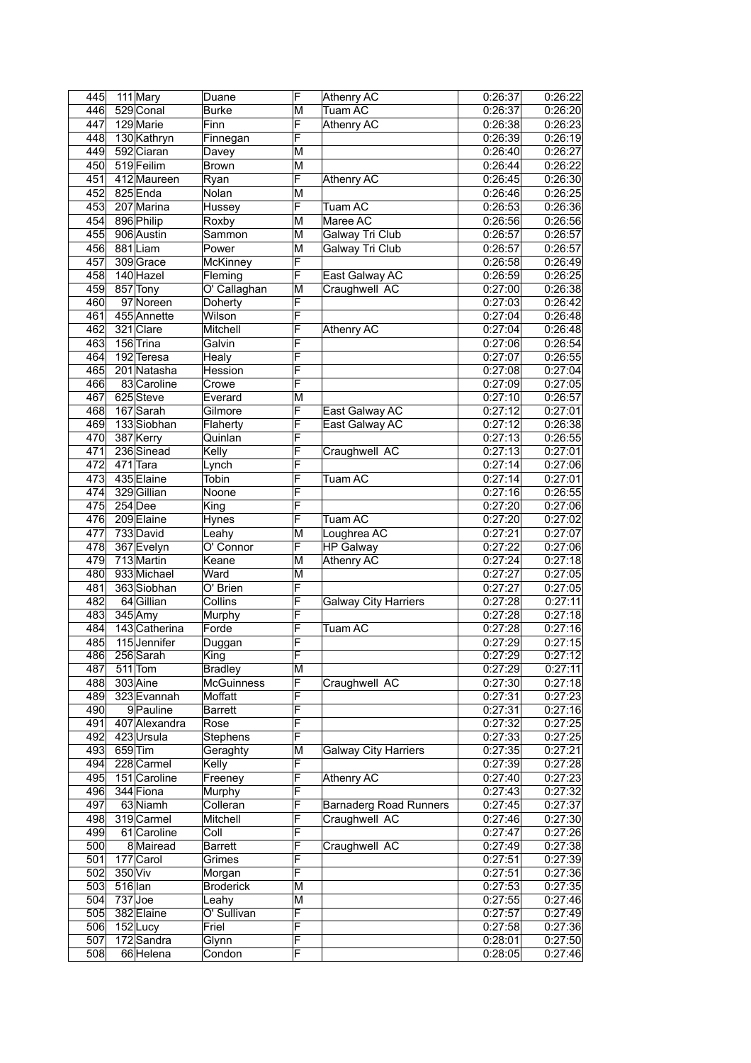| 445 | 111 | Mary | Duane | F | Athenry AC | 0:26:37 | 0:26:22 |
|---|---|---|---|---|---|---|---|
| 446 | 529 | Conal | Burke | M | Tuam AC | 0:26:37 | 0:26:20 |
| 447 | 129 | Marie | Finn | F | Athenry AC | 0:26:38 | 0:26:23 |
| 448 | 130 | Kathryn | Finnegan | F | | 0:26:39 | 0:26:19 |
| 449 | 592 | Ciaran | Davey | M | | 0:26:40 | 0:26:27 |
| 450 | 519 | Feilim | Brown | M | | 0:26:44 | 0:26:22 |
| 451 | 412 | Maureen | Ryan | F | Athenry AC | 0:26:45 | 0:26:30 |
| 452 | 825 | Enda | Nolan | M | | 0:26:46 | 0:26:25 |
| 453 | 207 | Marina | Hussey | F | Tuam AC | 0:26:53 | 0:26:36 |
| 454 | 896 | Philip | Roxby | M | Maree AC | 0:26:56 | 0:26:56 |
| 455 | 906 | Austin | Sammon | M | Galway Tri Club | 0:26:57 | 0:26:57 |
| 456 | 881 | Liam | Power | M | Galway Tri Club | 0:26:57 | 0:26:57 |
| 457 | 309 | Grace | McKinney | F | | 0:26:58 | 0:26:49 |
| 458 | 140 | Hazel | Fleming | F | East Galway AC | 0:26:59 | 0:26:25 |
| 459 | 857 | Tony | O' Callaghan | M | Craughwell AC | 0:27:00 | 0:26:38 |
| 460 | 97 | Noreen | Doherty | F | | 0:27:03 | 0:26:42 |
| 461 | 455 | Annette | Wilson | F | | 0:27:04 | 0:26:48 |
| 462 | 321 | Clare | Mitchell | F | Athenry AC | 0:27:04 | 0:26:48 |
| 463 | 156 | Trina | Galvin | F | | 0:27:06 | 0:26:54 |
| 464 | 192 | Teresa | Healy | F | | 0:27:07 | 0:26:55 |
| 465 | 201 | Natasha | Hession | F | | 0:27:08 | 0:27:04 |
| 466 | 83 | Caroline | Crowe | F | | 0:27:09 | 0:27:05 |
| 467 | 625 | Steve | Everard | M | | 0:27:10 | 0:26:57 |
| 468 | 167 | Sarah | Gilmore | F | East Galway AC | 0:27:12 | 0:27:01 |
| 469 | 133 | Siobhan | Flaherty | F | East Galway AC | 0:27:12 | 0:26:38 |
| 470 | 387 | Kerry | Quinlan | F | | 0:27:13 | 0:26:55 |
| 471 | 236 | Sinead | Kelly | F | Craughwell AC | 0:27:13 | 0:27:01 |
| 472 | 471 | Tara | Lynch | F | | 0:27:14 | 0:27:06 |
| 473 | 435 | Elaine | Tobin | F | Tuam AC | 0:27:14 | 0:27:01 |
| 474 | 329 | Gillian | Noone | F | | 0:27:16 | 0:26:55 |
| 475 | 254 | Dee | King | F | | 0:27:20 | 0:27:06 |
| 476 | 209 | Elaine | Hynes | F | Tuam AC | 0:27:20 | 0:27:02 |
| 477 | 733 | David | Leahy | M | Loughrea AC | 0:27:21 | 0:27:07 |
| 478 | 367 | Evelyn | O' Connor | F | HP Galway | 0:27:22 | 0:27:06 |
| 479 | 713 | Martin | Keane | M | Athenry AC | 0:27:24 | 0:27:18 |
| 480 | 933 | Michael | Ward | M | | 0:27:27 | 0:27:05 |
| 481 | 363 | Siobhan | O' Brien | F | | 0:27:27 | 0:27:05 |
| 482 | 64 | Gillian | Collins | F | Galway City Harriers | 0:27:28 | 0:27:11 |
| 483 | 345 | Amy | Murphy | F | | 0:27:28 | 0:27:18 |
| 484 | 143 | Catherina | Forde | F | Tuam AC | 0:27:28 | 0:27:16 |
| 485 | 115 | Jennifer | Duggan | F | | 0:27:29 | 0:27:15 |
| 486 | 256 | Sarah | King | F | | 0:27:29 | 0:27:12 |
| 487 | 511 | Tom | Bradley | M | | 0:27:29 | 0:27:11 |
| 488 | 303 | Aine | McGuinness | F | Craughwell AC | 0:27:30 | 0:27:18 |
| 489 | 323 | Evannah | Moffatt | F | | 0:27:31 | 0:27:23 |
| 490 | 9 | Pauline | Barrett | F | | 0:27:31 | 0:27:16 |
| 491 | 407 | Alexandra | Rose | F | | 0:27:32 | 0:27:25 |
| 492 | 423 | Ursula | Stephens | F | | 0:27:33 | 0:27:25 |
| 493 | 659 | Tim | Geraghty | M | Galway City Harriers | 0:27:35 | 0:27:21 |
| 494 | 228 | Carmel | Kelly | F | | 0:27:39 | 0:27:28 |
| 495 | 151 | Caroline | Freeney | F | Athenry AC | 0:27:40 | 0:27:23 |
| 496 | 344 | Fiona | Murphy | F | | 0:27:43 | 0:27:32 |
| 497 | 63 | Niamh | Colleran | F | Barnaderg Road Runners | 0:27:45 | 0:27:37 |
| 498 | 319 | Carmel | Mitchell | F | Craughwell AC | 0:27:46 | 0:27:30 |
| 499 | 61 | Caroline | Coll | F | | 0:27:47 | 0:27:26 |
| 500 | 8 | Mairead | Barrett | F | Craughwell AC | 0:27:49 | 0:27:38 |
| 501 | 177 | Carol | Grimes | F | | 0:27:51 | 0:27:39 |
| 502 | 350 | Viv | Morgan | F | | 0:27:51 | 0:27:36 |
| 503 | 516 | Ian | Broderick | M | | 0:27:53 | 0:27:35 |
| 504 | 737 | Joe | Leahy | M | | 0:27:55 | 0:27:46 |
| 505 | 382 | Elaine | O' Sullivan | F | | 0:27:57 | 0:27:49 |
| 506 | 152 | Lucy | Friel | F | | 0:27:58 | 0:27:36 |
| 507 | 172 | Sandra | Glynn | F | | 0:28:01 | 0:27:50 |
| 508 | 66 | Helena | Condon | F | | 0:28:05 | 0:27:46 |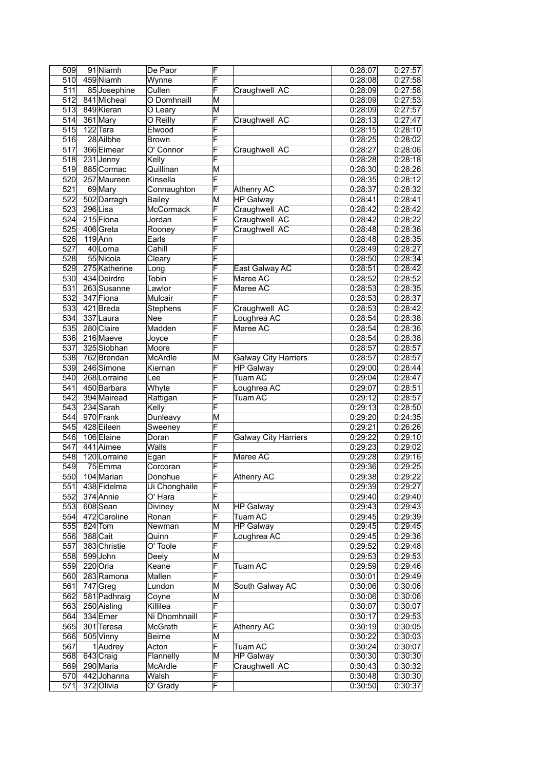| 509 | 91 | Niamh | De Paor | F | | 0:28:07 | 0:27:57 |
|---|---|---|---|---|---|---|---|
| 510 | 459 | Niamh | Wynne | F | | 0:28:08 | 0:27:58 |
| 511 | 85 | Josephine | Cullen | F | Craughwell AC | 0:28:09 | 0:27:58 |
| 512 | 841 | Micheal | O Domhnaill | M | | 0:28:09 | 0:27:53 |
| 513 | 849 | Kieran | O Leary | M | | 0:28:09 | 0:27:57 |
| 514 | 361 | Mary | O Reilly | F | Craughwell AC | 0:28:13 | 0:27:47 |
| 515 | 122 | Tara | Elwood | F | | 0:28:15 | 0:28:10 |
| 516 | 28 | Ailbhe | Brown | F | | 0:28:25 | 0:28:02 |
| 517 | 366 | Eimear | O' Connor | F | Craughwell AC | 0:28:27 | 0:28:06 |
| 518 | 231 | Jenny | Kelly | F | | 0:28:28 | 0:28:18 |
| 519 | 885 | Cormac | Quillinan | M | | 0:28:30 | 0:28:26 |
| 520 | 257 | Maureen | Kinsella | F | | 0:28:35 | 0:28:12 |
| 521 | 69 | Mary | Connaughton | F | Athenry AC | 0:28:37 | 0:28:32 |
| 522 | 502 | Darragh | Bailey | M | HP Galway | 0:28:41 | 0:28:41 |
| 523 | 296 | Lisa | McCormack | F | Craughwell AC | 0:28:42 | 0:28:42 |
| 524 | 215 | Fiona | Jordan | F | Craughwell AC | 0:28:42 | 0:28:22 |
| 525 | 406 | Greta | Rooney | F | Craughwell AC | 0:28:48 | 0:28:36 |
| 526 | 119 | Ann | Earls | F | | 0:28:48 | 0:28:35 |
| 527 | 40 | Lorna | Cahill | F | | 0:28:49 | 0:28:27 |
| 528 | 55 | Nicola | Cleary | F | | 0:28:50 | 0:28:34 |
| 529 | 275 | Katherine | Long | F | East Galway AC | 0:28:51 | 0:28:42 |
| 530 | 434 | Deirdre | Tobin | F | Maree AC | 0:28:52 | 0:28:52 |
| 531 | 263 | Susanne | Lawlor | F | Maree AC | 0:28:53 | 0:28:35 |
| 532 | 347 | Fiona | Mulcair | F | | 0:28:53 | 0:28:37 |
| 533 | 421 | Breda | Stephens | F | Craughwell AC | 0:28:53 | 0:28:42 |
| 534 | 337 | Laura | Nee | F | Loughrea AC | 0:28:54 | 0:28:38 |
| 535 | 280 | Claire | Madden | F | Maree AC | 0:28:54 | 0:28:36 |
| 536 | 216 | Maeve | Joyce | F | | 0:28:54 | 0:28:38 |
| 537 | 325 | Siobhan | Moore | F | | 0:28:57 | 0:28:57 |
| 538 | 762 | Brendan | McArdle | M | Galway City Harriers | 0:28:57 | 0:28:57 |
| 539 | 246 | Simone | Kiernan | F | HP Galway | 0:29:00 | 0:28:44 |
| 540 | 268 | Lorraine | Lee | F | Tuam AC | 0:29:04 | 0:28:47 |
| 541 | 450 | Barbara | Whyte | F | Loughrea AC | 0:29:07 | 0:28:51 |
| 542 | 394 | Mairead | Rattigan | F | Tuam AC | 0:29:12 | 0:28:57 |
| 543 | 234 | Sarah | Kelly | F | | 0:29:13 | 0:28:50 |
| 544 | 970 | Frank | Dunleavy | M | | 0:29:20 | 0:24:35 |
| 545 | 428 | Eileen | Sweeney | F | | 0:29:21 | 0:26:26 |
| 546 | 106 | Elaine | Doran | F | Galway City Harriers | 0:29:22 | 0:29:10 |
| 547 | 441 | Aimee | Walls | F | | 0:29:23 | 0:29:02 |
| 548 | 120 | Lorraine | Egan | F | Maree AC | 0:29:28 | 0:29:16 |
| 549 | 75 | Emma | Corcoran | F | | 0:29:36 | 0:29:25 |
| 550 | 104 | Marian | Donohue | F | Athenry AC | 0:29:38 | 0:29:22 |
| 551 | 438 | Fidelma | Ui Chonghaile | F | | 0:29:39 | 0:29:27 |
| 552 | 374 | Annie | O' Hara | F | | 0:29:40 | 0:29:40 |
| 553 | 608 | Sean | Diviney | M | HP Galway | 0:29:43 | 0:29:43 |
| 554 | 472 | Caroline | Ronan | F | Tuam AC | 0:29:45 | 0:29:39 |
| 555 | 824 | Tom | Newman | M | HP Galway | 0:29:45 | 0:29:45 |
| 556 | 388 | Cait | Quinn | F | Loughrea AC | 0:29:45 | 0:29:36 |
| 557 | 383 | Christie | O' Toole | F | | 0:29:52 | 0:29:48 |
| 558 | 599 | John | Deely | M | | 0:29:53 | 0:29:53 |
| 559 | 220 | Orla | Keane | F | Tuam AC | 0:29:59 | 0:29:46 |
| 560 | 283 | Ramona | Mallen | F | | 0:30:01 | 0:29:49 |
| 561 | 747 | Greg | Lundon | M | South Galway AC | 0:30:06 | 0:30:06 |
| 562 | 581 | Padhraig | Coyne | M | | 0:30:06 | 0:30:06 |
| 563 | 250 | Aisling | Killilea | F | | 0:30:07 | 0:30:07 |
| 564 | 334 | Emer | Ni Dhomhnaill | F | | 0:30:17 | 0:29:53 |
| 565 | 301 | Teresa | McGrath | F | Athenry AC | 0:30:19 | 0:30:05 |
| 566 | 505 | Vinny | Beirne | M | | 0:30:22 | 0:30:03 |
| 567 | 1 | Audrey | Acton | F | Tuam AC | 0:30:24 | 0:30:07 |
| 568 | 643 | Craig | Flannelly | M | HP Galway | 0:30:30 | 0:30:30 |
| 569 | 290 | Maria | McArdle | F | Craughwell AC | 0:30:43 | 0:30:32 |
| 570 | 442 | Johanna | Walsh | F | | 0:30:48 | 0:30:30 |
| 571 | 372 | Olivia | O' Grady | F | | 0:30:50 | 0:30:37 |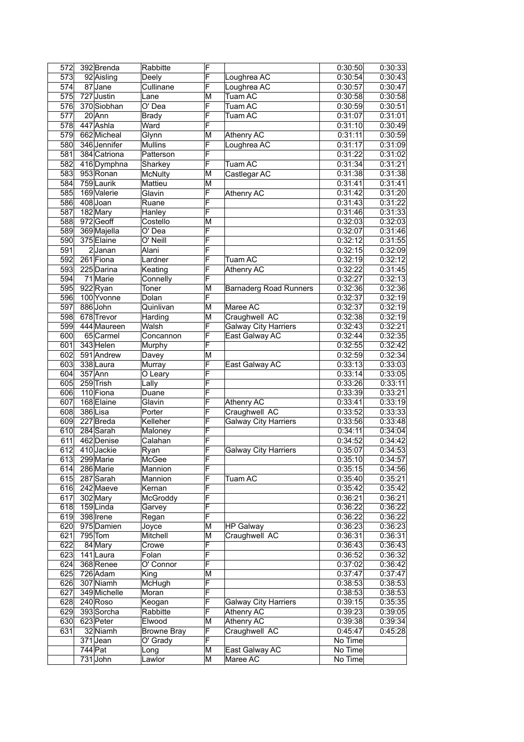| | | | | | | | |
|---|---|---|---|---|---|---|---|
| 572 | 392 | Brenda | Rabbitte | F | | 0:30:50 | 0:30:33 |
| 573 | 92 | Aisling | Deely | F | Loughrea AC | 0:30:54 | 0:30:43 |
| 574 | 87 | Jane | Cullinane | F | Loughrea AC | 0:30:57 | 0:30:47 |
| 575 | 727 | Justin | Lane | M | Tuam AC | 0:30:58 | 0:30:58 |
| 576 | 370 | Siobhan | O' Dea | F | Tuam AC | 0:30:59 | 0:30:51 |
| 577 | 20 | Ann | Brady | F | Tuam AC | 0:31:07 | 0:31:01 |
| 578 | 447 | Ashla | Ward | F | | 0:31:10 | 0:30:49 |
| 579 | 662 | Micheal | Glynn | M | Athenry AC | 0:31:11 | 0:30:59 |
| 580 | 346 | Jennifer | Mullins | F | Loughrea AC | 0:31:17 | 0:31:09 |
| 581 | 384 | Catriona | Patterson | F | | 0:31:22 | 0:31:02 |
| 582 | 416 | Dymphna | Sharkey | F | Tuam AC | 0:31:34 | 0:31:21 |
| 583 | 953 | Ronan | McNulty | M | Castlegar AC | 0:31:38 | 0:31:38 |
| 584 | 759 | Laurik | Mattieu | M | | 0:31:41 | 0:31:41 |
| 585 | 169 | Valerie | Glavin | F | Athenry AC | 0:31:42 | 0:31:20 |
| 586 | 408 | Joan | Ruane | F | | 0:31:43 | 0:31:22 |
| 587 | 182 | Mary | Hanley | F | | 0:31:46 | 0:31:33 |
| 588 | 972 | Geoff | Costello | M | | 0:32:03 | 0:32:03 |
| 589 | 369 | Majella | O' Dea | F | | 0:32:07 | 0:31:46 |
| 590 | 375 | Elaine | O' Neill | F | | 0:32:12 | 0:31:55 |
| 591 | 2 | Janan | Alani | F | | 0:32:15 | 0:32:09 |
| 592 | 261 | Fiona | Lardner | F | Tuam AC | 0:32:19 | 0:32:12 |
| 593 | 225 | Darina | Keating | F | Athenry AC | 0:32:22 | 0:31:45 |
| 594 | 71 | Marie | Connelly | F | | 0:32:27 | 0:32:13 |
| 595 | 922 | Ryan | Toner | M | Barnaderg Road Runners | 0:32:36 | 0:32:36 |
| 596 | 100 | Yvonne | Dolan | F | | 0:32:37 | 0:32:19 |
| 597 | 886 | John | Quinlivan | M | Maree AC | 0:32:37 | 0:32:19 |
| 598 | 678 | Trevor | Harding | M | Craughwell AC | 0:32:38 | 0:32:19 |
| 599 | 444 | Maureen | Walsh | F | Galway City Harriers | 0:32:43 | 0:32:21 |
| 600 | 65 | Carmel | Concannon | F | East Galway AC | 0:32:44 | 0:32:35 |
| 601 | 343 | Helen | Murphy | F | | 0:32:55 | 0:32:42 |
| 602 | 591 | Andrew | Davey | M | | 0:32:59 | 0:32:34 |
| 603 | 338 | Laura | Murray | F | East Galway AC | 0:33:13 | 0:33:03 |
| 604 | 357 | Ann | O Leary | F | | 0:33:14 | 0:33:05 |
| 605 | 259 | Trish | Lally | F | | 0:33:26 | 0:33:11 |
| 606 | 110 | Fiona | Duane | F | | 0:33:39 | 0:33:21 |
| 607 | 168 | Elaine | Glavin | F | Athenry AC | 0:33:41 | 0:33:19 |
| 608 | 386 | Lisa | Porter | F | Craughwell AC | 0:33:52 | 0:33:33 |
| 609 | 227 | Breda | Kelleher | F | Galway City Harriers | 0:33:56 | 0:33:48 |
| 610 | 284 | Sarah | Maloney | F | | 0:34:11 | 0:34:04 |
| 611 | 462 | Denise | Calahan | F | | 0:34:52 | 0:34:42 |
| 612 | 410 | Jackie | Ryan | F | Galway City Harriers | 0:35:07 | 0:34:53 |
| 613 | 299 | Marie | McGee | F | | 0:35:10 | 0:34:57 |
| 614 | 286 | Marie | Mannion | F | | 0:35:15 | 0:34:56 |
| 615 | 287 | Sarah | Mannion | F | Tuam AC | 0:35:40 | 0:35:21 |
| 616 | 242 | Maeve | Kernan | F | | 0:35:42 | 0:35:42 |
| 617 | 302 | Mary | McGroddy | F | | 0:36:21 | 0:36:21 |
| 618 | 159 | Linda | Garvey | F | | 0:36:22 | 0:36:22 |
| 619 | 398 | Irene | Regan | F | | 0:36:22 | 0:36:22 |
| 620 | 975 | Damien | Joyce | M | HP Galway | 0:36:23 | 0:36:23 |
| 621 | 795 | Tom | Mitchell | M | Craughwell AC | 0:36:31 | 0:36:31 |
| 622 | 84 | Mary | Crowe | F | | 0:36:43 | 0:36:43 |
| 623 | 141 | Laura | Folan | F | | 0:36:52 | 0:36:32 |
| 624 | 368 | Renee | O' Connor | F | | 0:37:02 | 0:36:42 |
| 625 | 726 | Adam | King | M | | 0:37:47 | 0:37:47 |
| 626 | 307 | Niamh | McHugh | F | | 0:38:53 | 0:38:53 |
| 627 | 349 | Michelle | Moran | F | | 0:38:53 | 0:38:53 |
| 628 | 240 | Roso | Keogan | F | Galway City Harriers | 0:39:15 | 0:35:35 |
| 629 | 393 | Sorcha | Rabbitte | F | Athenry AC | 0:39:23 | 0:39:05 |
| 630 | 623 | Peter | Elwood | M | Athenry AC | 0:39:38 | 0:39:34 |
| 631 | 32 | Niamh | Browne Bray | F | Craughwell AC | 0:45:47 | 0:45:28 |
| | 371 | Jean | O' Grady | F | | No Time | |
| | 744 | Pat | Long | M | East Galway AC | No Time | |
| | 731 | John | Lawlor | M | Maree AC | No Time | |